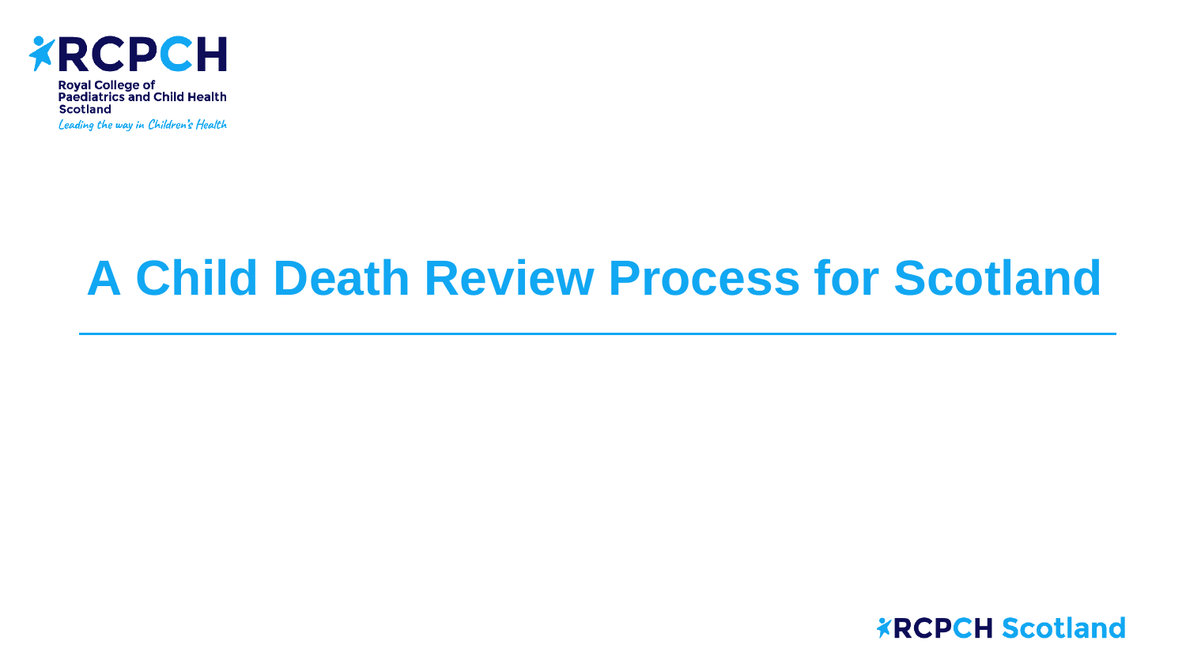RCPCH

Royal College of Paediatrics and Child Health Scotland

*Leading the way in Children's Health*

# A Child Death Review Process for Scotland

RCPCH Scotland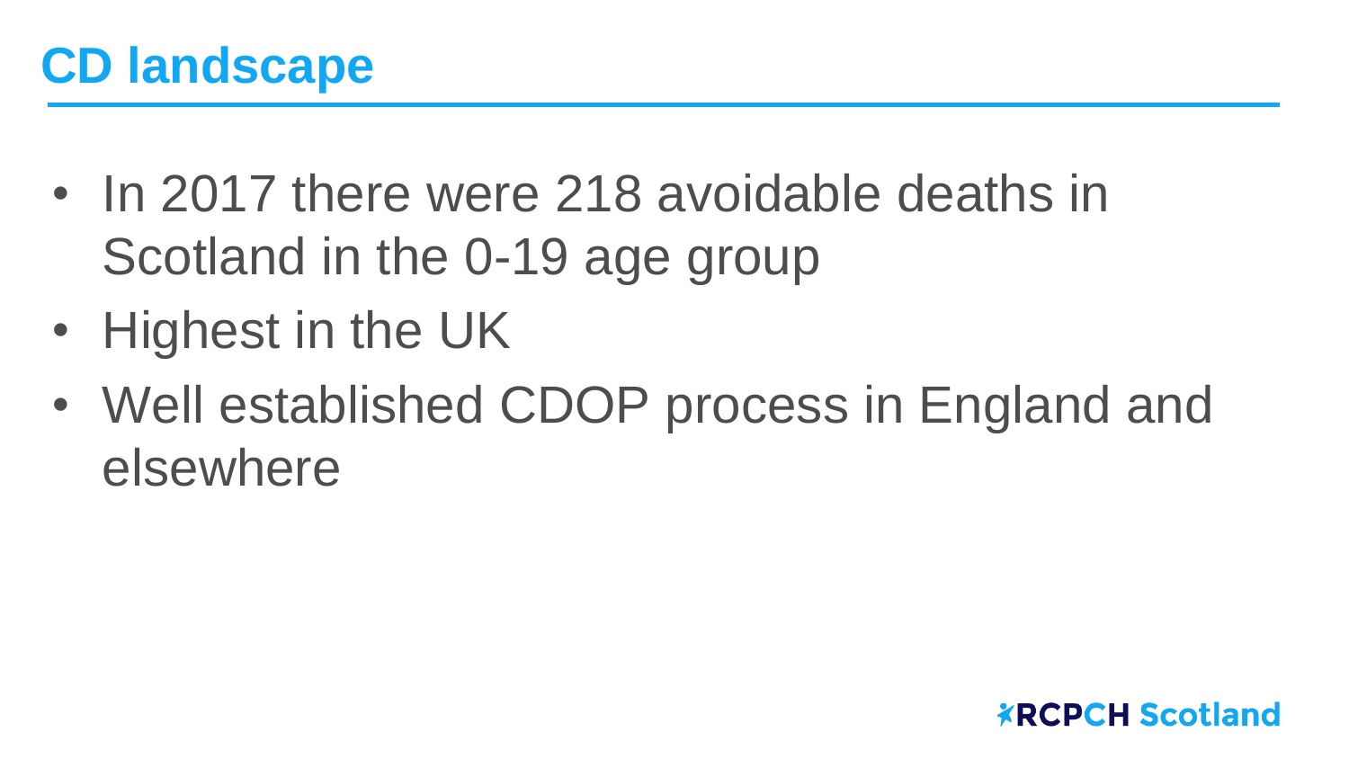# CD landscape

- In 2017 there were 218 avoidable deaths in Scotland in the 0-19 age group
- Highest in the UK
- Well established CDOP process in England and elsewhere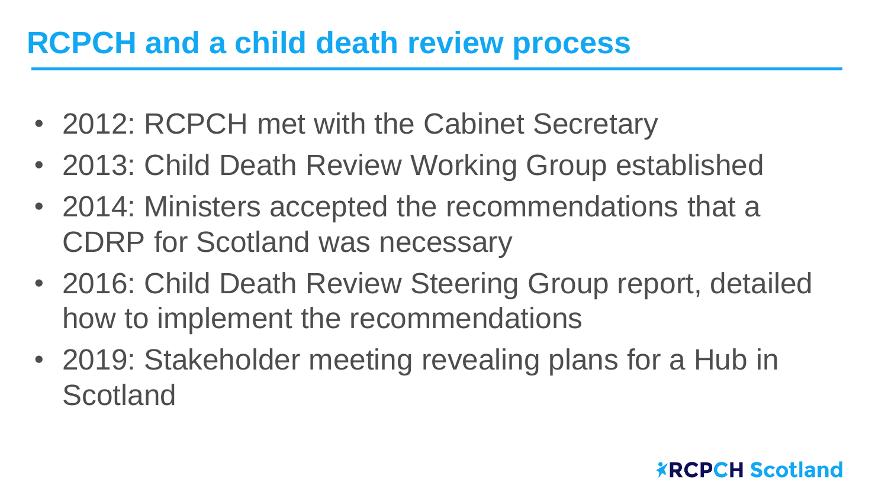# RCPCH and a child death review process

- 2012: RCPCH met with the Cabinet Secretary
- 2013: Child Death Review Working Group established
- 2014: Ministers accepted the recommendations that a CDRP for Scotland was necessary
- 2016: Child Death Review Steering Group report, detailed how to implement the recommendations
- 2019: Stakeholder meeting revealing plans for a Hub in Scotland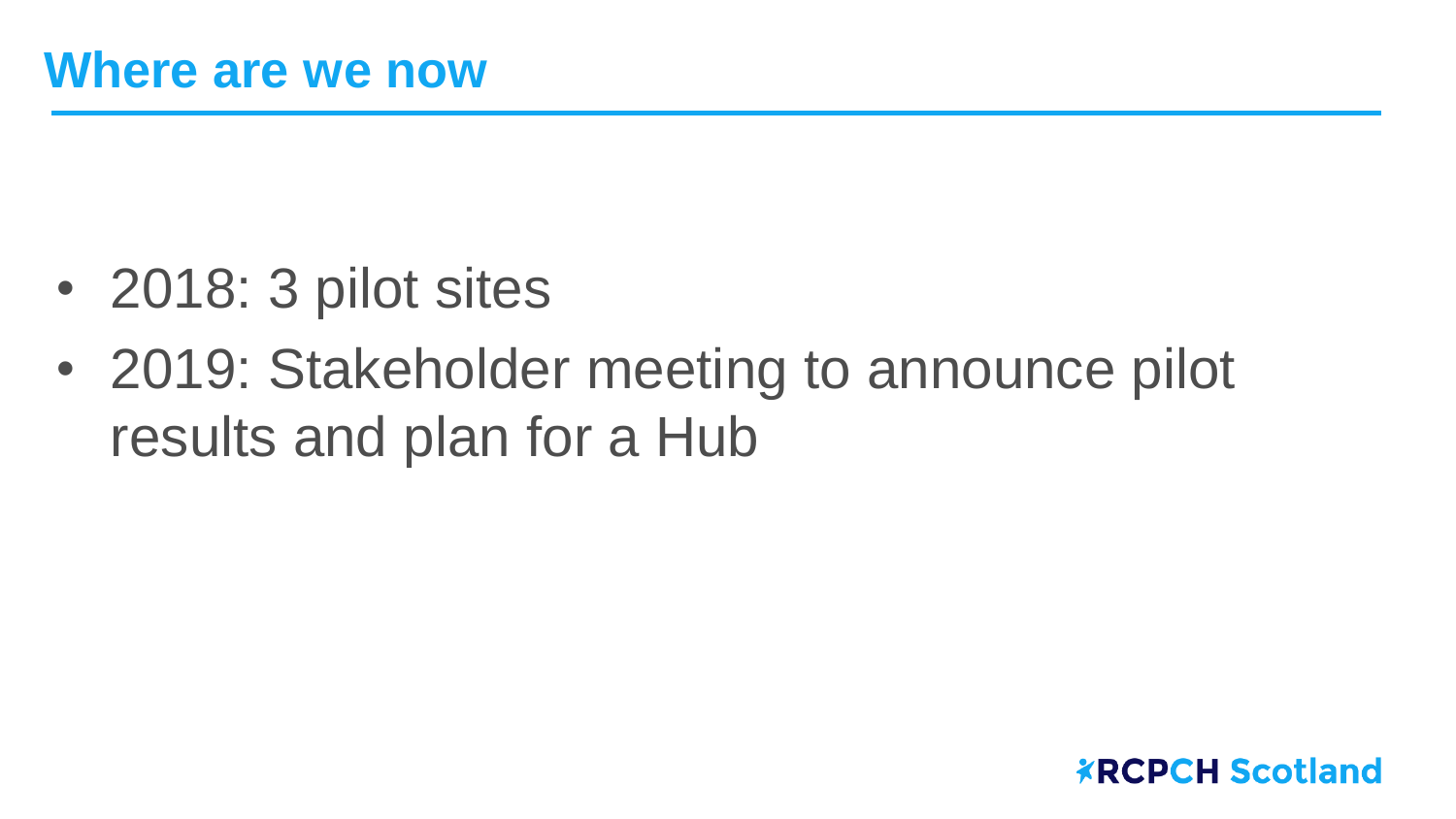# Where are we now

- 2018: 3 pilot sites
- 2019: Stakeholder meeting to announce pilot results and plan for a Hub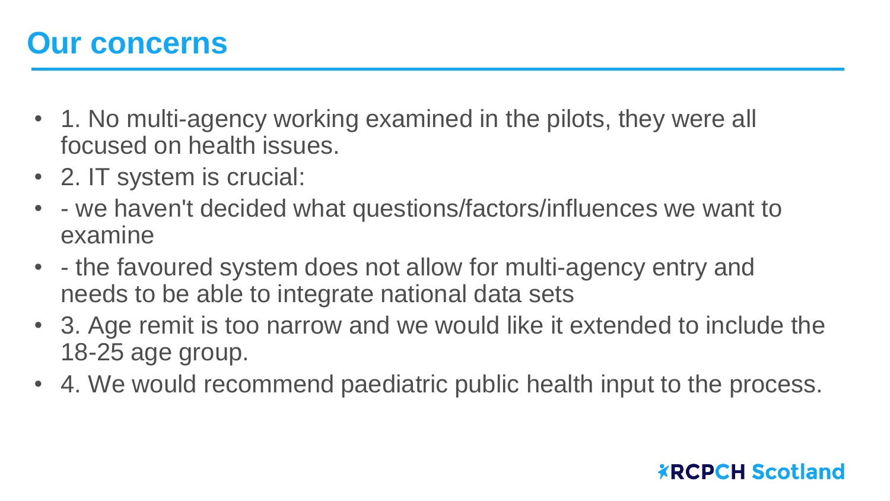# Our concerns

- 1. No multi-agency working examined in the pilots, they were all focused on health issues.
- 2. IT system is crucial:
- - we haven't decided what questions/factors/influences we want to examine
- - the favoured system does not allow for multi-agency entry and needs to be able to integrate national data sets
- 3. Age remit is too narrow and we would like it extended to include the 18-25 age group.
- 4. We would recommend paediatric public health input to the process.

RCPCH Scotland